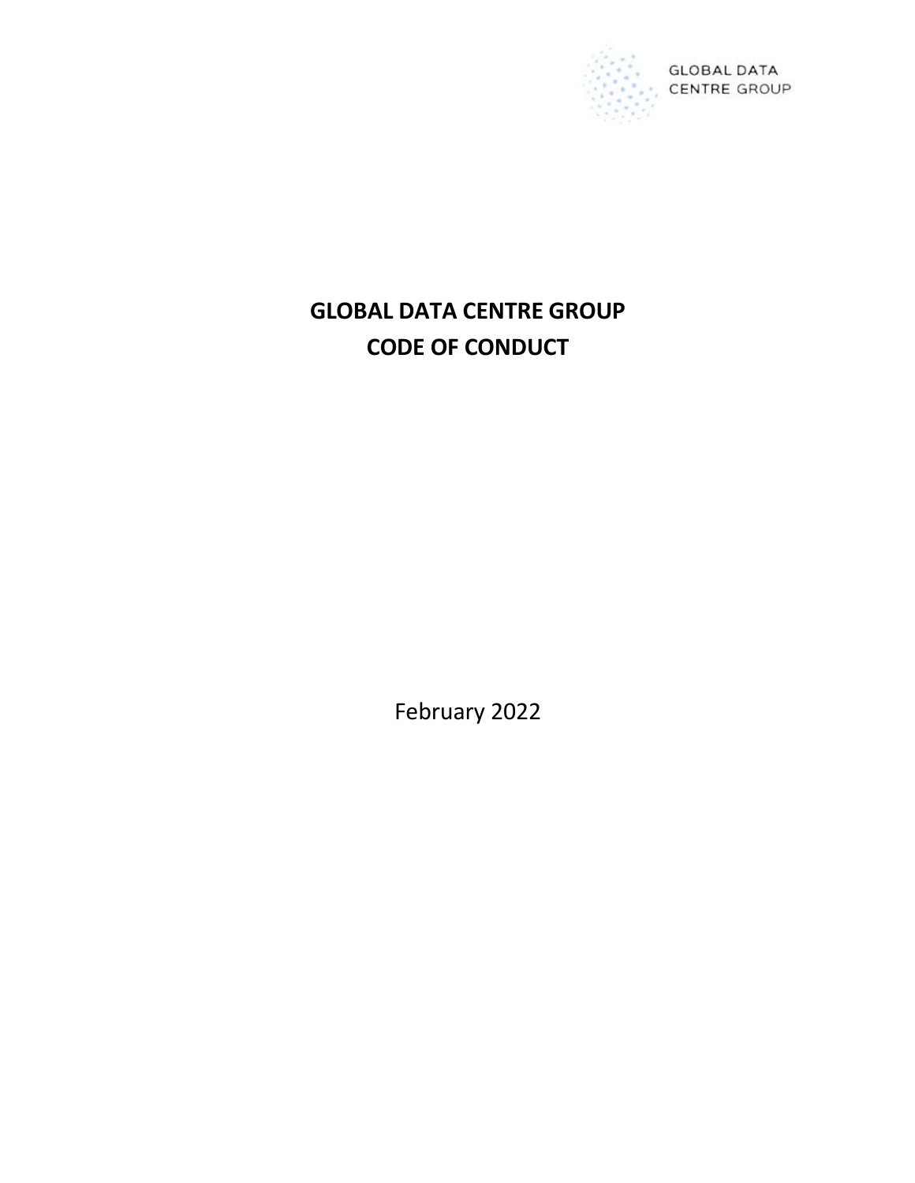GLOBAL DATA CENTRE GROUP

# GLOBAL DATA CENTRE GROUP
# CODE OF CONDUCT

February 2022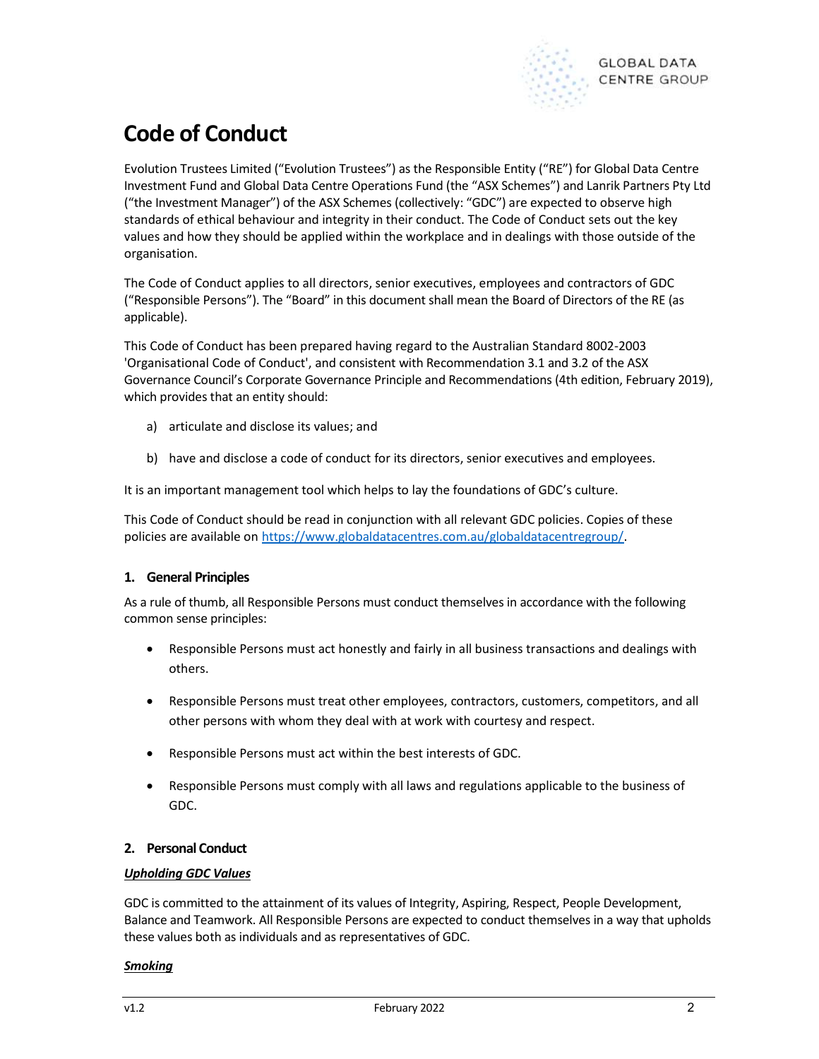# Code of Conduct

Evolution Trustees Limited ("Evolution Trustees") as the Responsible Entity ("RE") for Global Data Centre Investment Fund and Global Data Centre Operations Fund (the "ASX Schemes") and Lanrik Partners Pty Ltd ("the Investment Manager") of the ASX Schemes (collectively: "GDC") are expected to observe high standards of ethical behaviour and integrity in their conduct. The Code of Conduct sets out the key values and how they should be applied within the workplace and in dealings with those outside of the organisation.

The Code of Conduct applies to all directors, senior executives, employees and contractors of GDC ("Responsible Persons"). The "Board" in this document shall mean the Board of Directors of the RE (as applicable).

This Code of Conduct has been prepared having regard to the Australian Standard 8002-2003 'Organisational Code of Conduct', and consistent with Recommendation 3.1 and 3.2 of the ASX Governance Council's Corporate Governance Principle and Recommendations (4th edition, February 2019), which provides that an entity should:

a) articulate and disclose its values; and

b) have and disclose a code of conduct for its directors, senior executives and employees.

It is an important management tool which helps to lay the foundations of GDC's culture.

This Code of Conduct should be read in conjunction with all relevant GDC policies. Copies of these policies are available on [https://www.globaldatacentres.com.au/globaldatacentregroup/](https://www.globaldatacentres.com.au/globaldatacentregroup/).

## 1. General Principles

As a rule of thumb, all Responsible Persons must conduct themselves in accordance with the following common sense principles:

- Responsible Persons must act honestly and fairly in all business transactions and dealings with others.
- Responsible Persons must treat other employees, contractors, customers, competitors, and all other persons with whom they deal with at work with courtesy and respect.
- Responsible Persons must act within the best interests of GDC.
- Responsible Persons must comply with all laws and regulations applicable to the business of GDC.

## 2. Personal Conduct

***Upholding GDC Values***

GDC is committed to the attainment of its values of Integrity, Aspiring, Respect, People Development, Balance and Teamwork. All Responsible Persons are expected to conduct themselves in a way that upholds these values both as individuals and as representatives of GDC.

***Smoking***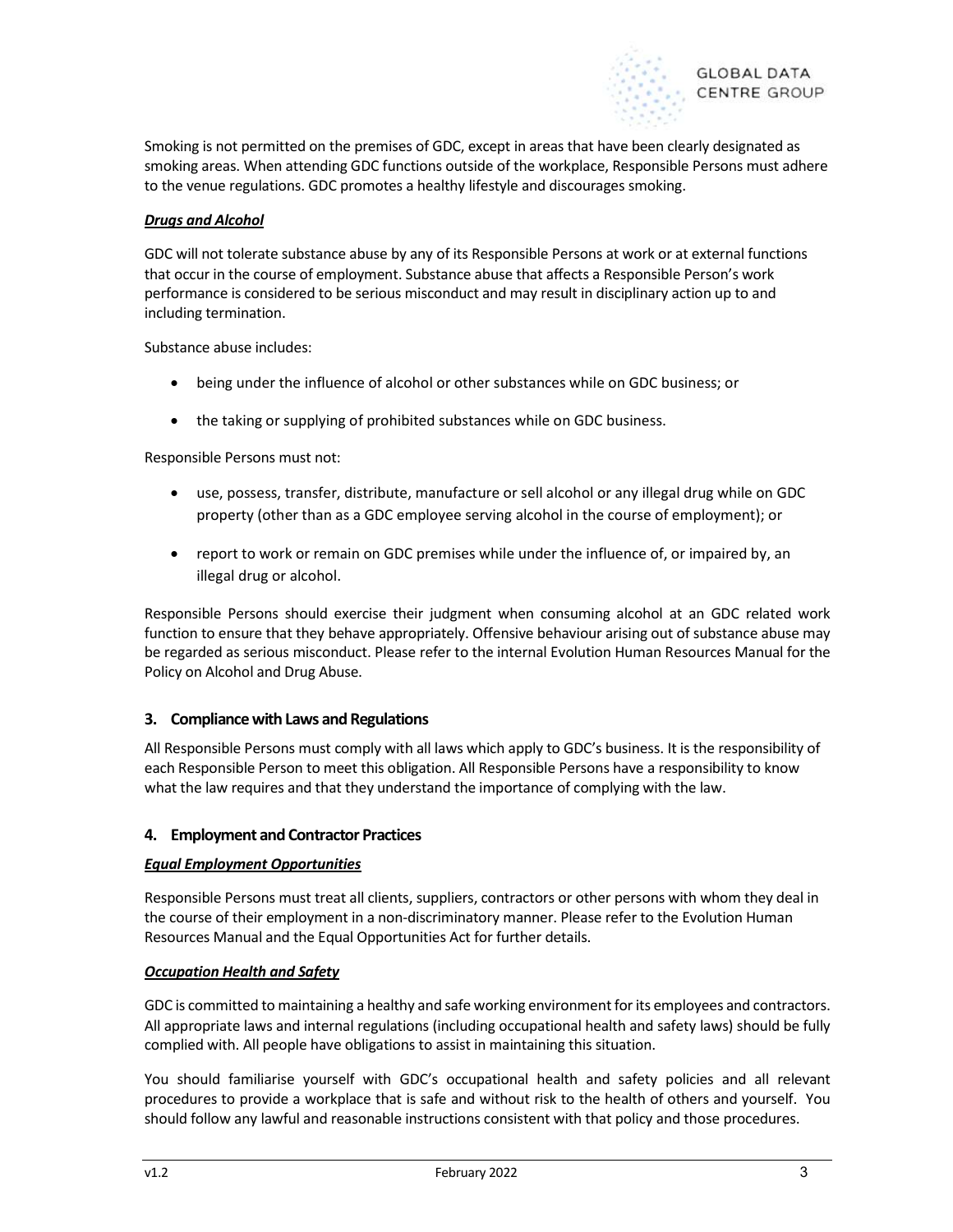Smoking is not permitted on the premises of GDC, except in areas that have been clearly designated as smoking areas. When attending GDC functions outside of the workplace, Responsible Persons must adhere to the venue regulations. GDC promotes a healthy lifestyle and discourages smoking.

***Drugs and Alcohol***

GDC will not tolerate substance abuse by any of its Responsible Persons at work or at external functions that occur in the course of employment. Substance abuse that affects a Responsible Person's work performance is considered to be serious misconduct and may result in disciplinary action up to and including termination.

Substance abuse includes:

- being under the influence of alcohol or other substances while on GDC business; or
- the taking or supplying of prohibited substances while on GDC business.

Responsible Persons must not:

- use, possess, transfer, distribute, manufacture or sell alcohol or any illegal drug while on GDC property (other than as a GDC employee serving alcohol in the course of employment); or
- report to work or remain on GDC premises while under the influence of, or impaired by, an illegal drug or alcohol.

Responsible Persons should exercise their judgment when consuming alcohol at an GDC related work function to ensure that they behave appropriately. Offensive behaviour arising out of substance abuse may be regarded as serious misconduct. Please refer to the internal Evolution Human Resources Manual for the Policy on Alcohol and Drug Abuse.

## 3. Compliance with Laws and Regulations

All Responsible Persons must comply with all laws which apply to GDC's business. It is the responsibility of each Responsible Person to meet this obligation. All Responsible Persons have a responsibility to know what the law requires and that they understand the importance of complying with the law.

## 4. Employment and Contractor Practices

***Equal Employment Opportunities***

Responsible Persons must treat all clients, suppliers, contractors or other persons with whom they deal in the course of their employment in a non-discriminatory manner. Please refer to the Evolution Human Resources Manual and the Equal Opportunities Act for further details.

***Occupation Health and Safety***

GDC is committed to maintaining a healthy and safe working environment for its employees and contractors. All appropriate laws and internal regulations (including occupational health and safety laws) should be fully complied with. All people have obligations to assist in maintaining this situation.

You should familiarise yourself with GDC's occupational health and safety policies and all relevant procedures to provide a workplace that is safe and without risk to the health of others and yourself. You should follow any lawful and reasonable instructions consistent with that policy and those procedures.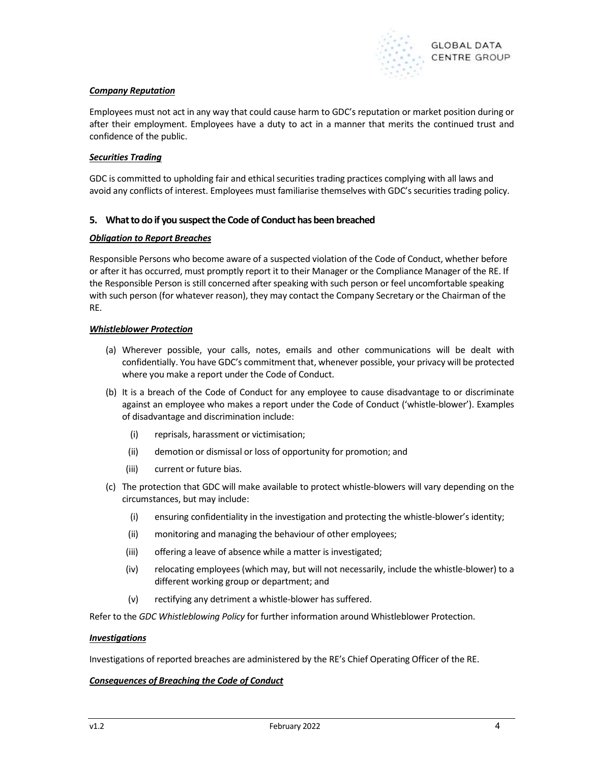***Company Reputation***

Employees must not act in any way that could cause harm to GDC's reputation or market position during or after their employment. Employees have a duty to act in a manner that merits the continued trust and confidence of the public.

***Securities Trading***

GDC is committed to upholding fair and ethical securities trading practices complying with all laws and avoid any conflicts of interest. Employees must familiarise themselves with GDC's securities trading policy.

## 5. What to do if you suspect the Code of Conduct has been breached

***Obligation to Report Breaches***

Responsible Persons who become aware of a suspected violation of the Code of Conduct, whether before or after it has occurred, must promptly report it to their Manager or the Compliance Manager of the RE. If the Responsible Person is still concerned after speaking with such person or feel uncomfortable speaking with such person (for whatever reason), they may contact the Company Secretary or the Chairman of the RE.

***Whistleblower Protection***

(a) Wherever possible, your calls, notes, emails and other communications will be dealt with confidentially. You have GDC's commitment that, whenever possible, your privacy will be protected where you make a report under the Code of Conduct.

(b) It is a breach of the Code of Conduct for any employee to cause disadvantage to or discriminate against an employee who makes a report under the Code of Conduct ('whistle-blower'). Examples of disadvantage and discrimination include:

   (i) reprisals, harassment or victimisation;

   (ii) demotion or dismissal or loss of opportunity for promotion; and

   (iii) current or future bias.

(c) The protection that GDC will make available to protect whistle-blowers will vary depending on the circumstances, but may include:

   (i) ensuring confidentiality in the investigation and protecting the whistle-blower's identity;

   (ii) monitoring and managing the behaviour of other employees;

   (iii) offering a leave of absence while a matter is investigated;

   (iv) relocating employees (which may, but will not necessarily, include the whistle-blower) to a different working group or department; and

   (v) rectifying any detriment a whistle-blower has suffered.

Refer to the *GDC Whistleblowing Policy* for further information around Whistleblower Protection.

***Investigations***

Investigations of reported breaches are administered by the RE's Chief Operating Officer of the RE.

***Consequences of Breaching the Code of Conduct***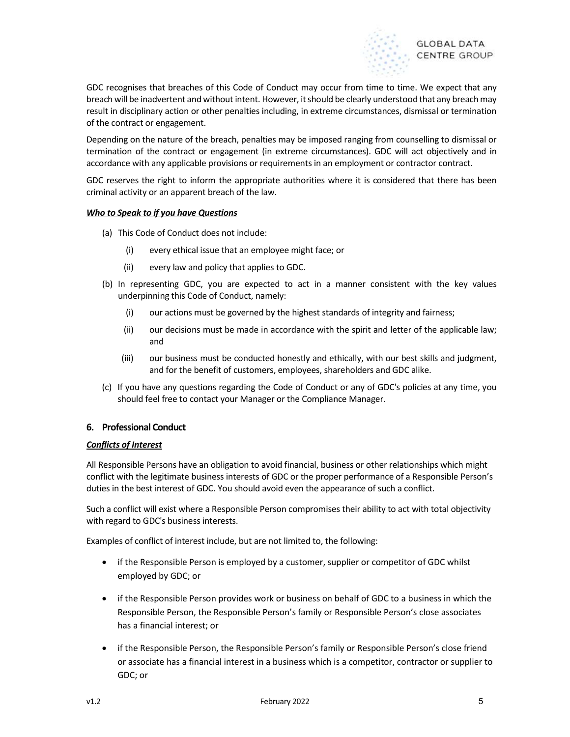GDC recognises that breaches of this Code of Conduct may occur from time to time. We expect that any breach will be inadvertent and without intent. However, it should be clearly understood that any breach may result in disciplinary action or other penalties including, in extreme circumstances, dismissal or termination of the contract or engagement.

Depending on the nature of the breach, penalties may be imposed ranging from counselling to dismissal or termination of the contract or engagement (in extreme circumstances). GDC will act objectively and in accordance with any applicable provisions or requirements in an employment or contractor contract.

GDC reserves the right to inform the appropriate authorities where it is considered that there has been criminal activity or an apparent breach of the law.

***Who to Speak to if you have Questions***

(a) This Code of Conduct does not include:

  (i) every ethical issue that an employee might face; or

  (ii) every law and policy that applies to GDC.

(b) In representing GDC, you are expected to act in a manner consistent with the key values underpinning this Code of Conduct, namely:

  (i) our actions must be governed by the highest standards of integrity and fairness;

  (ii) our decisions must be made in accordance with the spirit and letter of the applicable law; and

  (iii) our business must be conducted honestly and ethically, with our best skills and judgment, and for the benefit of customers, employees, shareholders and GDC alike.

(c) If you have any questions regarding the Code of Conduct or any of GDC's policies at any time, you should feel free to contact your Manager or the Compliance Manager.

## 6. Professional Conduct

***Conflicts of Interest***

All Responsible Persons have an obligation to avoid financial, business or other relationships which might conflict with the legitimate business interests of GDC or the proper performance of a Responsible Person's duties in the best interest of GDC. You should avoid even the appearance of such a conflict.

Such a conflict will exist where a Responsible Person compromises their ability to act with total objectivity with regard to GDC's business interests.

Examples of conflict of interest include, but are not limited to, the following:

- if the Responsible Person is employed by a customer, supplier or competitor of GDC whilst employed by GDC; or
- if the Responsible Person provides work or business on behalf of GDC to a business in which the Responsible Person, the Responsible Person's family or Responsible Person's close associates has a financial interest; or
- if the Responsible Person, the Responsible Person's family or Responsible Person's close friend or associate has a financial interest in a business which is a competitor, contractor or supplier to GDC; or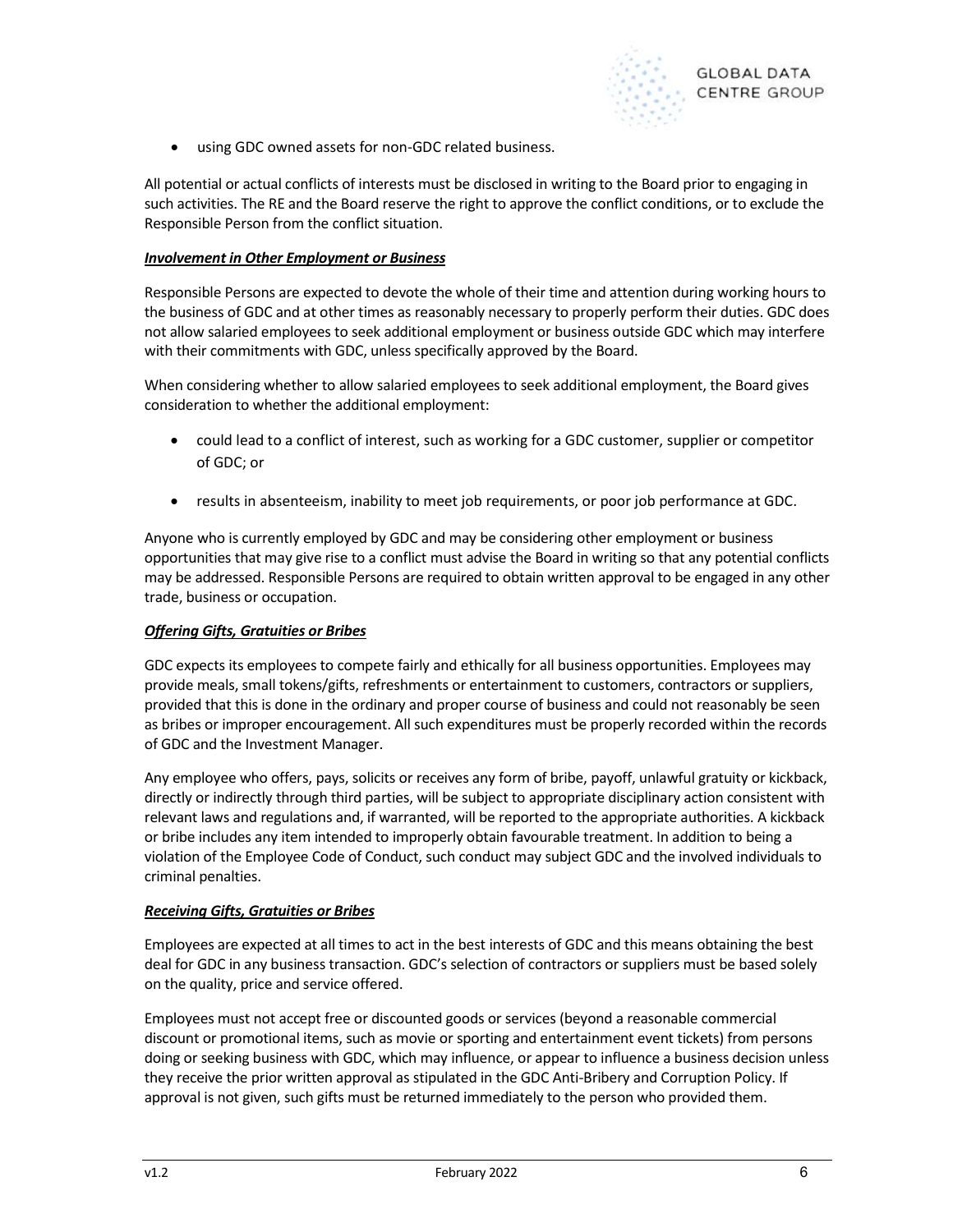- using GDC owned assets for non-GDC related business.

All potential or actual conflicts of interests must be disclosed in writing to the Board prior to engaging in such activities. The RE and the Board reserve the right to approve the conflict conditions, or to exclude the Responsible Person from the conflict situation.

***Involvement in Other Employment or Business***

Responsible Persons are expected to devote the whole of their time and attention during working hours to the business of GDC and at other times as reasonably necessary to properly perform their duties. GDC does not allow salaried employees to seek additional employment or business outside GDC which may interfere with their commitments with GDC, unless specifically approved by the Board.

When considering whether to allow salaried employees to seek additional employment, the Board gives consideration to whether the additional employment:

- could lead to a conflict of interest, such as working for a GDC customer, supplier or competitor of GDC; or
- results in absenteeism, inability to meet job requirements, or poor job performance at GDC.

Anyone who is currently employed by GDC and may be considering other employment or business opportunities that may give rise to a conflict must advise the Board in writing so that any potential conflicts may be addressed. Responsible Persons are required to obtain written approval to be engaged in any other trade, business or occupation.

***Offering Gifts, Gratuities or Bribes***

GDC expects its employees to compete fairly and ethically for all business opportunities. Employees may provide meals, small tokens/gifts, refreshments or entertainment to customers, contractors or suppliers, provided that this is done in the ordinary and proper course of business and could not reasonably be seen as bribes or improper encouragement. All such expenditures must be properly recorded within the records of GDC and the Investment Manager.

Any employee who offers, pays, solicits or receives any form of bribe, payoff, unlawful gratuity or kickback, directly or indirectly through third parties, will be subject to appropriate disciplinary action consistent with relevant laws and regulations and, if warranted, will be reported to the appropriate authorities. A kickback or bribe includes any item intended to improperly obtain favourable treatment. In addition to being a violation of the Employee Code of Conduct, such conduct may subject GDC and the involved individuals to criminal penalties.

***Receiving Gifts, Gratuities or Bribes***

Employees are expected at all times to act in the best interests of GDC and this means obtaining the best deal for GDC in any business transaction. GDC's selection of contractors or suppliers must be based solely on the quality, price and service offered.

Employees must not accept free or discounted goods or services (beyond a reasonable commercial discount or promotional items, such as movie or sporting and entertainment event tickets) from persons doing or seeking business with GDC, which may influence, or appear to influence a business decision unless they receive the prior written approval as stipulated in the GDC Anti-Bribery and Corruption Policy. If approval is not given, such gifts must be returned immediately to the person who provided them.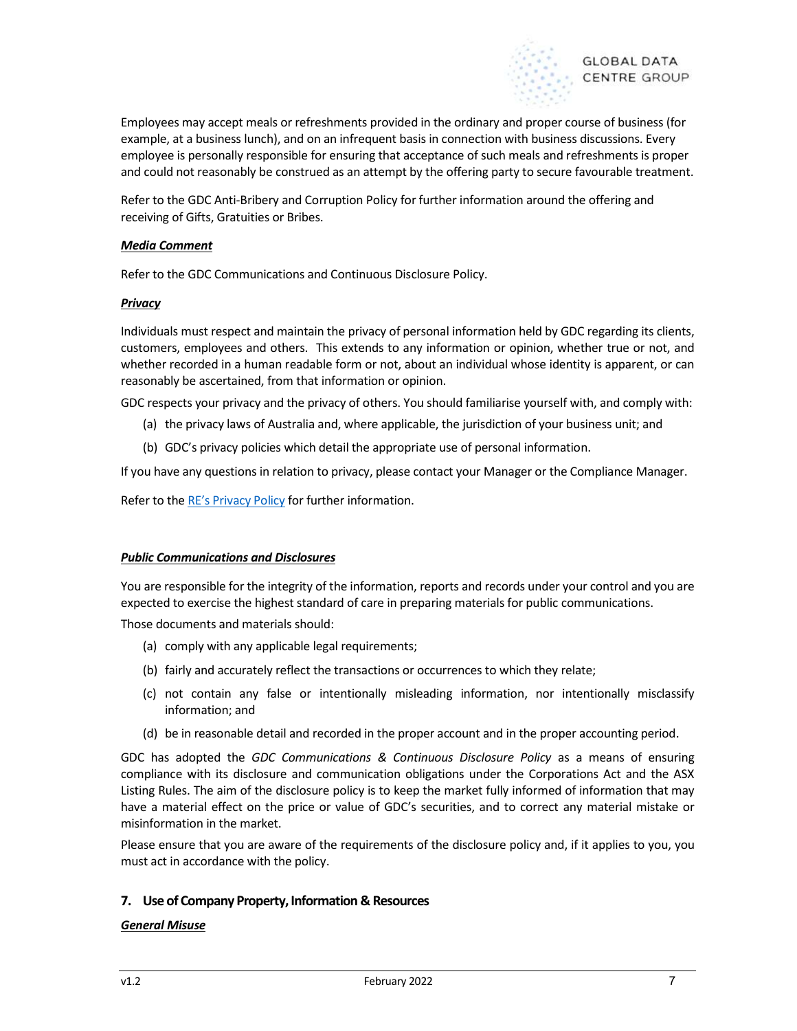Employees may accept meals or refreshments provided in the ordinary and proper course of business (for example, at a business lunch), and on an infrequent basis in connection with business discussions. Every employee is personally responsible for ensuring that acceptance of such meals and refreshments is proper and could not reasonably be construed as an attempt by the offering party to secure favourable treatment.

Refer to the GDC Anti-Bribery and Corruption Policy for further information around the offering and receiving of Gifts, Gratuities or Bribes.

***Media Comment***

Refer to the GDC Communications and Continuous Disclosure Policy.

***Privacy***

Individuals must respect and maintain the privacy of personal information held by GDC regarding its clients, customers, employees and others. This extends to any information or opinion, whether true or not, and whether recorded in a human readable form or not, about an individual whose identity is apparent, or can reasonably be ascertained, from that information or opinion.

GDC respects your privacy and the privacy of others. You should familiarise yourself with, and comply with:

(a) the privacy laws of Australia and, where applicable, the jurisdiction of your business unit; and

(b) GDC's privacy policies which detail the appropriate use of personal information.

If you have any questions in relation to privacy, please contact your Manager or the Compliance Manager.

Refer to the RE's Privacy Policy for further information.

***Public Communications and Disclosures***

You are responsible for the integrity of the information, reports and records under your control and you are expected to exercise the highest standard of care in preparing materials for public communications.

Those documents and materials should:

(a) comply with any applicable legal requirements;

(b) fairly and accurately reflect the transactions or occurrences to which they relate;

(c) not contain any false or intentionally misleading information, nor intentionally misclassify information; and

(d) be in reasonable detail and recorded in the proper account and in the proper accounting period.

GDC has adopted the *GDC Communications & Continuous Disclosure Policy* as a means of ensuring compliance with its disclosure and communication obligations under the Corporations Act and the ASX Listing Rules. The aim of the disclosure policy is to keep the market fully informed of information that may have a material effect on the price or value of GDC's securities, and to correct any material mistake or misinformation in the market.

Please ensure that you are aware of the requirements of the disclosure policy and, if it applies to you, you must act in accordance with the policy.

## 7. Use of Company Property, Information & Resources

***General Misuse***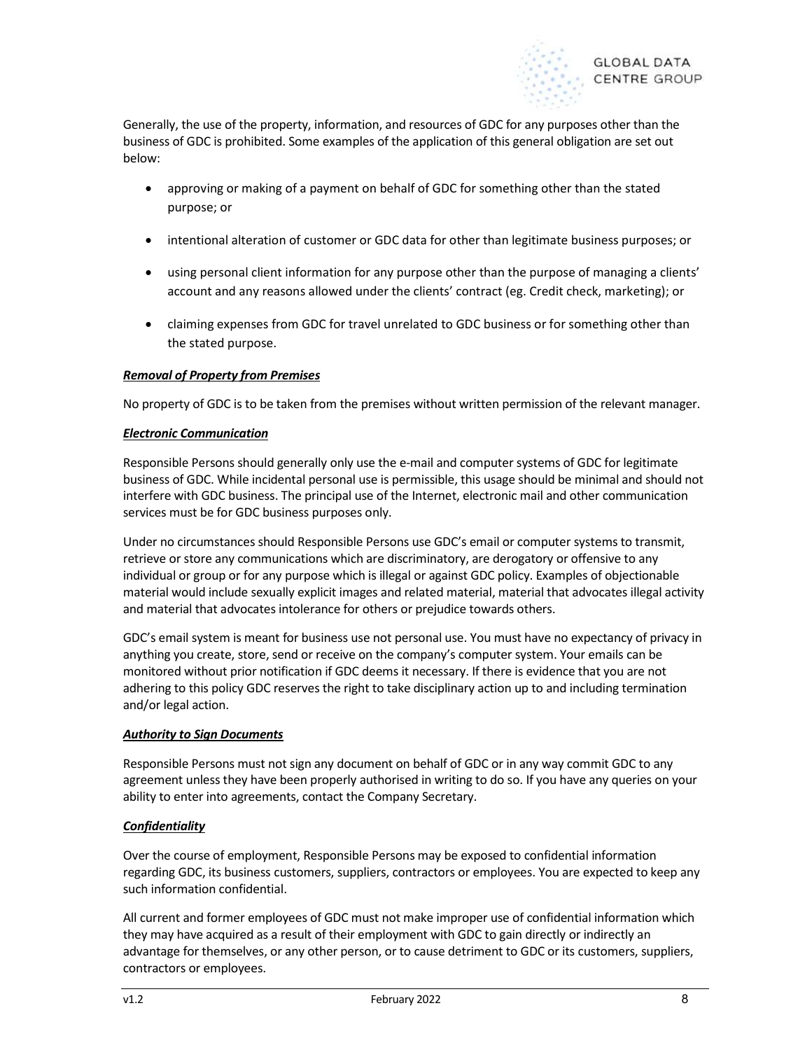Generally, the use of the property, information, and resources of GDC for any purposes other than the business of GDC is prohibited. Some examples of the application of this general obligation are set out below:

- approving or making of a payment on behalf of GDC for something other than the stated purpose; or
- intentional alteration of customer or GDC data for other than legitimate business purposes; or
- using personal client information for any purpose other than the purpose of managing a clients' account and any reasons allowed under the clients' contract (eg. Credit check, marketing); or
- claiming expenses from GDC for travel unrelated to GDC business or for something other than the stated purpose.

***Removal of Property from Premises***

No property of GDC is to be taken from the premises without written permission of the relevant manager.

***Electronic Communication***

Responsible Persons should generally only use the e-mail and computer systems of GDC for legitimate business of GDC. While incidental personal use is permissible, this usage should be minimal and should not interfere with GDC business. The principal use of the Internet, electronic mail and other communication services must be for GDC business purposes only.

Under no circumstances should Responsible Persons use GDC's email or computer systems to transmit, retrieve or store any communications which are discriminatory, are derogatory or offensive to any individual or group or for any purpose which is illegal or against GDC policy. Examples of objectionable material would include sexually explicit images and related material, material that advocates illegal activity and material that advocates intolerance for others or prejudice towards others.

GDC's email system is meant for business use not personal use. You must have no expectancy of privacy in anything you create, store, send or receive on the company's computer system. Your emails can be monitored without prior notification if GDC deems it necessary. If there is evidence that you are not adhering to this policy GDC reserves the right to take disciplinary action up to and including termination and/or legal action.

***Authority to Sign Documents***

Responsible Persons must not sign any document on behalf of GDC or in any way commit GDC to any agreement unless they have been properly authorised in writing to do so. If you have any queries on your ability to enter into agreements, contact the Company Secretary.

***Confidentiality***

Over the course of employment, Responsible Persons may be exposed to confidential information regarding GDC, its business customers, suppliers, contractors or employees. You are expected to keep any such information confidential.

All current and former employees of GDC must not make improper use of confidential information which they may have acquired as a result of their employment with GDC to gain directly or indirectly an advantage for themselves, or any other person, or to cause detriment to GDC or its customers, suppliers, contractors or employees.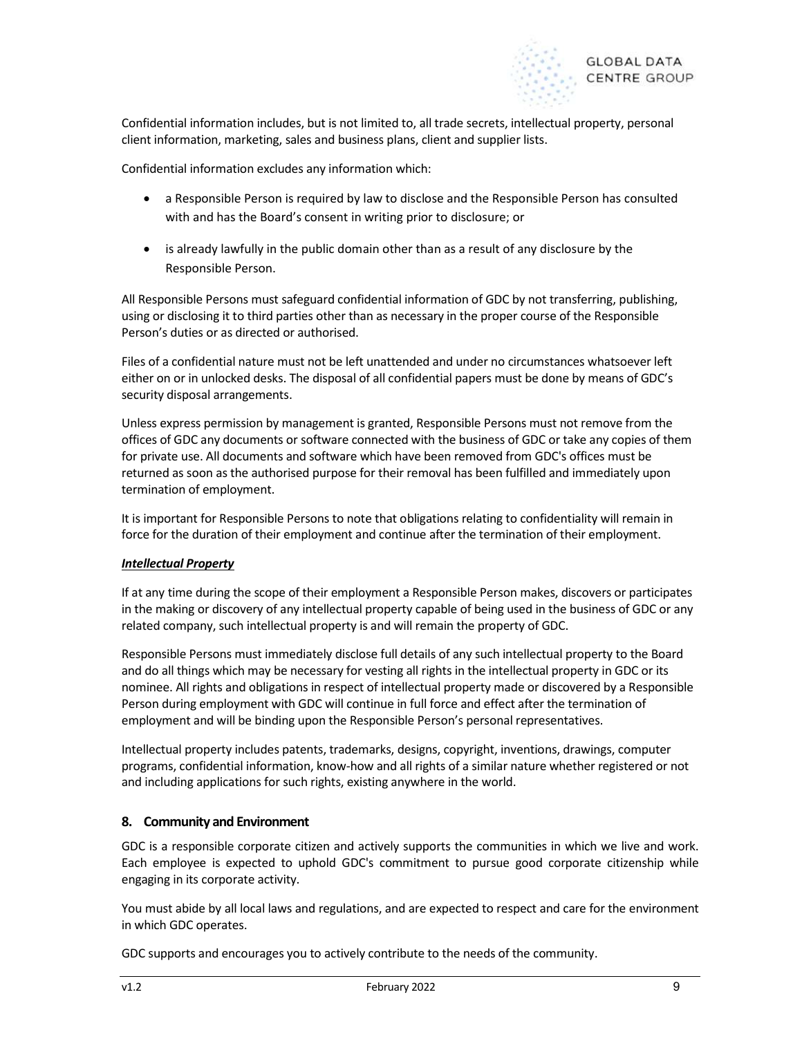Confidential information includes, but is not limited to, all trade secrets, intellectual property, personal client information, marketing, sales and business plans, client and supplier lists.

Confidential information excludes any information which:

- a Responsible Person is required by law to disclose and the Responsible Person has consulted with and has the Board's consent in writing prior to disclosure; or
- is already lawfully in the public domain other than as a result of any disclosure by the Responsible Person.

All Responsible Persons must safeguard confidential information of GDC by not transferring, publishing, using or disclosing it to third parties other than as necessary in the proper course of the Responsible Person's duties or as directed or authorised.

Files of a confidential nature must not be left unattended and under no circumstances whatsoever left either on or in unlocked desks. The disposal of all confidential papers must be done by means of GDC's security disposal arrangements.

Unless express permission by management is granted, Responsible Persons must not remove from the offices of GDC any documents or software connected with the business of GDC or take any copies of them for private use. All documents and software which have been removed from GDC's offices must be returned as soon as the authorised purpose for their removal has been fulfilled and immediately upon termination of employment.

It is important for Responsible Persons to note that obligations relating to confidentiality will remain in force for the duration of their employment and continue after the termination of their employment.

***<u>Intellectual Property</u>***

If at any time during the scope of their employment a Responsible Person makes, discovers or participates in the making or discovery of any intellectual property capable of being used in the business of GDC or any related company, such intellectual property is and will remain the property of GDC.

Responsible Persons must immediately disclose full details of any such intellectual property to the Board and do all things which may be necessary for vesting all rights in the intellectual property in GDC or its nominee. All rights and obligations in respect of intellectual property made or discovered by a Responsible Person during employment with GDC will continue in full force and effect after the termination of employment and will be binding upon the Responsible Person's personal representatives.

Intellectual property includes patents, trademarks, designs, copyright, inventions, drawings, computer programs, confidential information, know-how and all rights of a similar nature whether registered or not and including applications for such rights, existing anywhere in the world.

## 8. Community and Environment

GDC is a responsible corporate citizen and actively supports the communities in which we live and work. Each employee is expected to uphold GDC's commitment to pursue good corporate citizenship while engaging in its corporate activity.

You must abide by all local laws and regulations, and are expected to respect and care for the environment in which GDC operates.

GDC supports and encourages you to actively contribute to the needs of the community.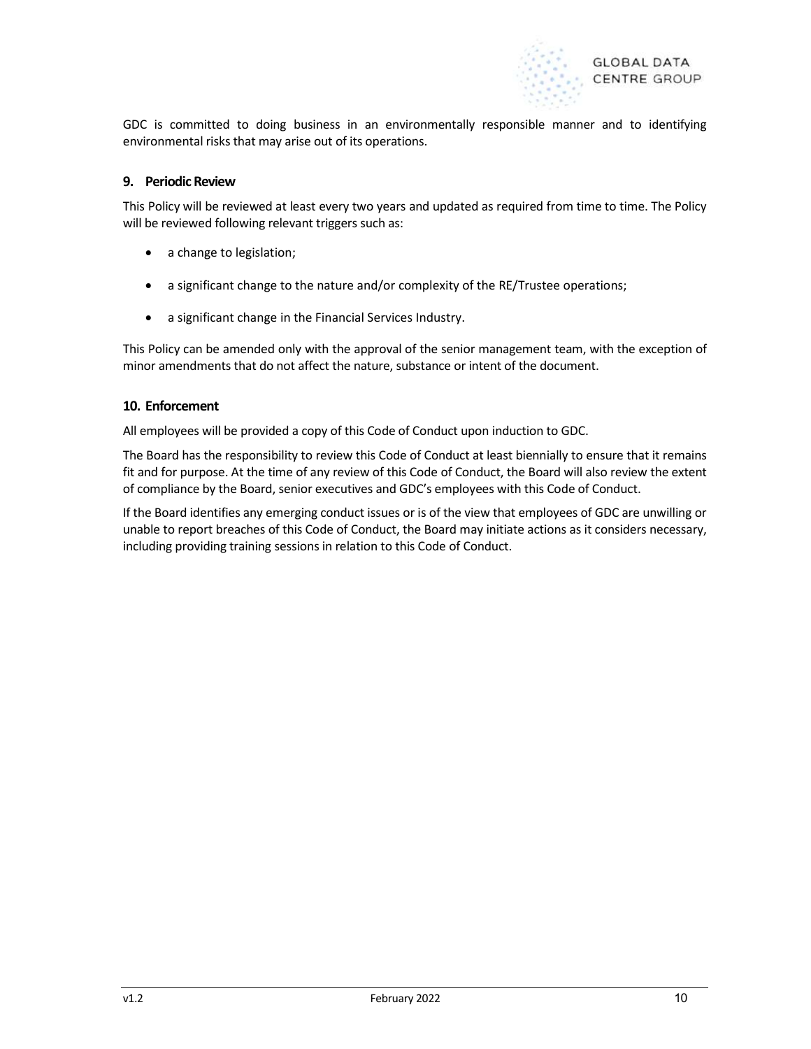GDC is committed to doing business in an environmentally responsible manner and to identifying environmental risks that may arise out of its operations.

### 9. Periodic Review

This Policy will be reviewed at least every two years and updated as required from time to time. The Policy will be reviewed following relevant triggers such as:

- a change to legislation;
- a significant change to the nature and/or complexity of the RE/Trustee operations;
- a significant change in the Financial Services Industry.

This Policy can be amended only with the approval of the senior management team, with the exception of minor amendments that do not affect the nature, substance or intent of the document.

### 10. Enforcement

All employees will be provided a copy of this Code of Conduct upon induction to GDC.

The Board has the responsibility to review this Code of Conduct at least biennially to ensure that it remains fit and for purpose. At the time of any review of this Code of Conduct, the Board will also review the extent of compliance by the Board, senior executives and GDC's employees with this Code of Conduct.

If the Board identifies any emerging conduct issues or is of the view that employees of GDC are unwilling or unable to report breaches of this Code of Conduct, the Board may initiate actions as it considers necessary, including providing training sessions in relation to this Code of Conduct.